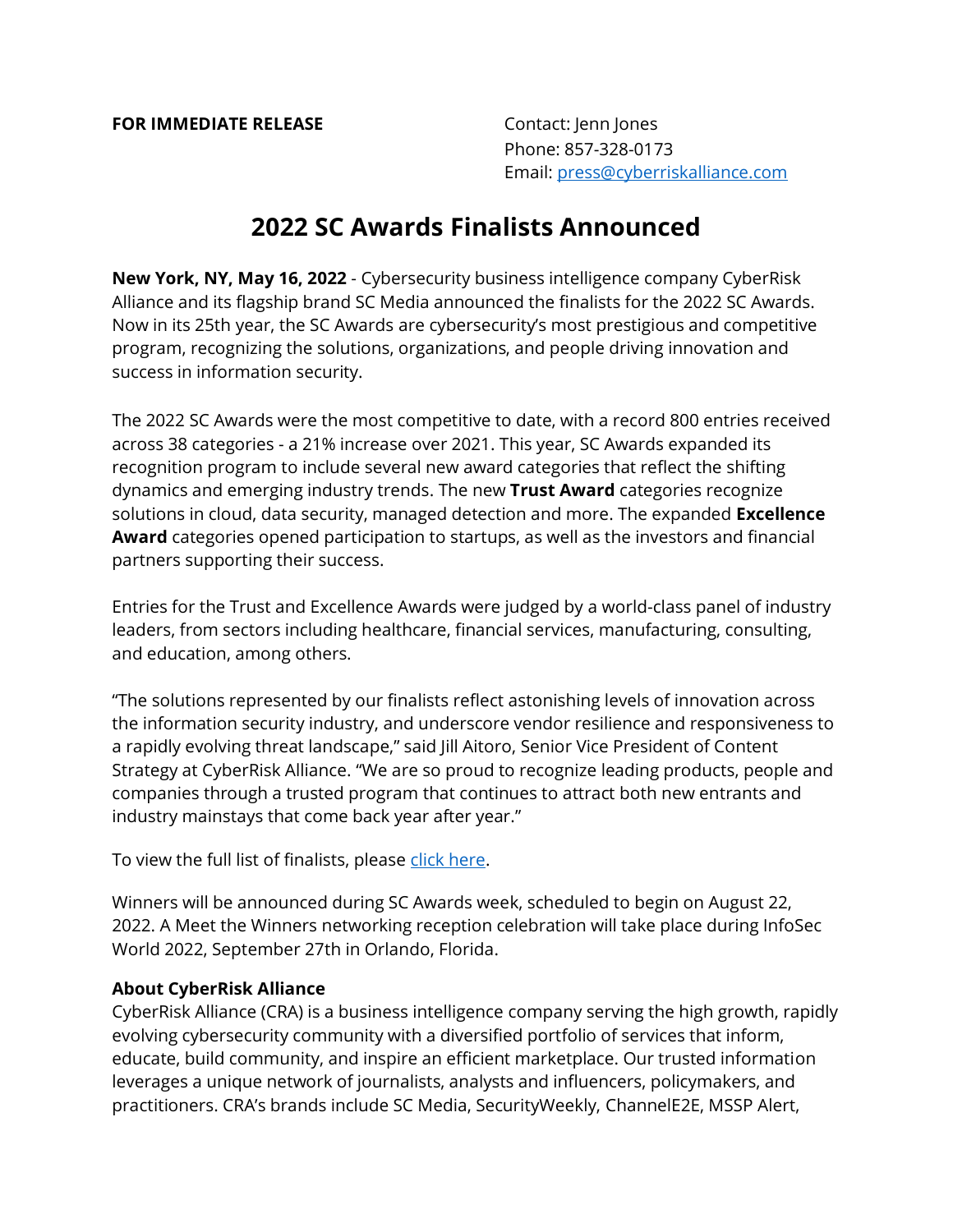**FOR IMMEDIATE RELEASE**

Contact: Jenn Jones
Phone: 857-328-0173
Email: [press@cyberriskalliance.com](mailto:press@cyberriskalliance.com)

# 2022 SC Awards Finalists Announced

**New York, NY, May 16, 2022** - Cybersecurity business intelligence company CyberRisk Alliance and its flagship brand SC Media announced the finalists for the 2022 SC Awards. Now in its 25th year, the SC Awards are cybersecurity's most prestigious and competitive program, recognizing the solutions, organizations, and people driving innovation and success in information security.

The 2022 SC Awards were the most competitive to date, with a record 800 entries received across 38 categories - a 21% increase over 2021. This year, SC Awards expanded its recognition program to include several new award categories that reflect the shifting dynamics and emerging industry trends. The new **Trust Award** categories recognize solutions in cloud, data security, managed detection and more. The expanded **Excellence Award** categories opened participation to startups, as well as the investors and financial partners supporting their success.

Entries for the Trust and Excellence Awards were judged by a world-class panel of industry leaders, from sectors including healthcare, financial services, manufacturing, consulting, and education, among others.

"The solutions represented by our finalists reflect astonishing levels of innovation across the information security industry, and underscore vendor resilience and responsiveness to a rapidly evolving threat landscape," said Jill Aitoro, Senior Vice President of Content Strategy at CyberRisk Alliance. "We are so proud to recognize leading products, people and companies through a trusted program that continues to attract both new entrants and industry mainstays that come back year after year."

To view the full list of finalists, please click here.

Winners will be announced during SC Awards week, scheduled to begin on August 22, 2022. A Meet the Winners networking reception celebration will take place during InfoSec World 2022, September 27th in Orlando, Florida.

**About CyberRisk Alliance**

CyberRisk Alliance (CRA) is a business intelligence company serving the high growth, rapidly evolving cybersecurity community with a diversified portfolio of services that inform, educate, build community, and inspire an efficient marketplace. Our trusted information leverages a unique network of journalists, analysts and influencers, policymakers, and practitioners. CRA's brands include SC Media, SecurityWeekly, ChannelE2E, MSSP Alert,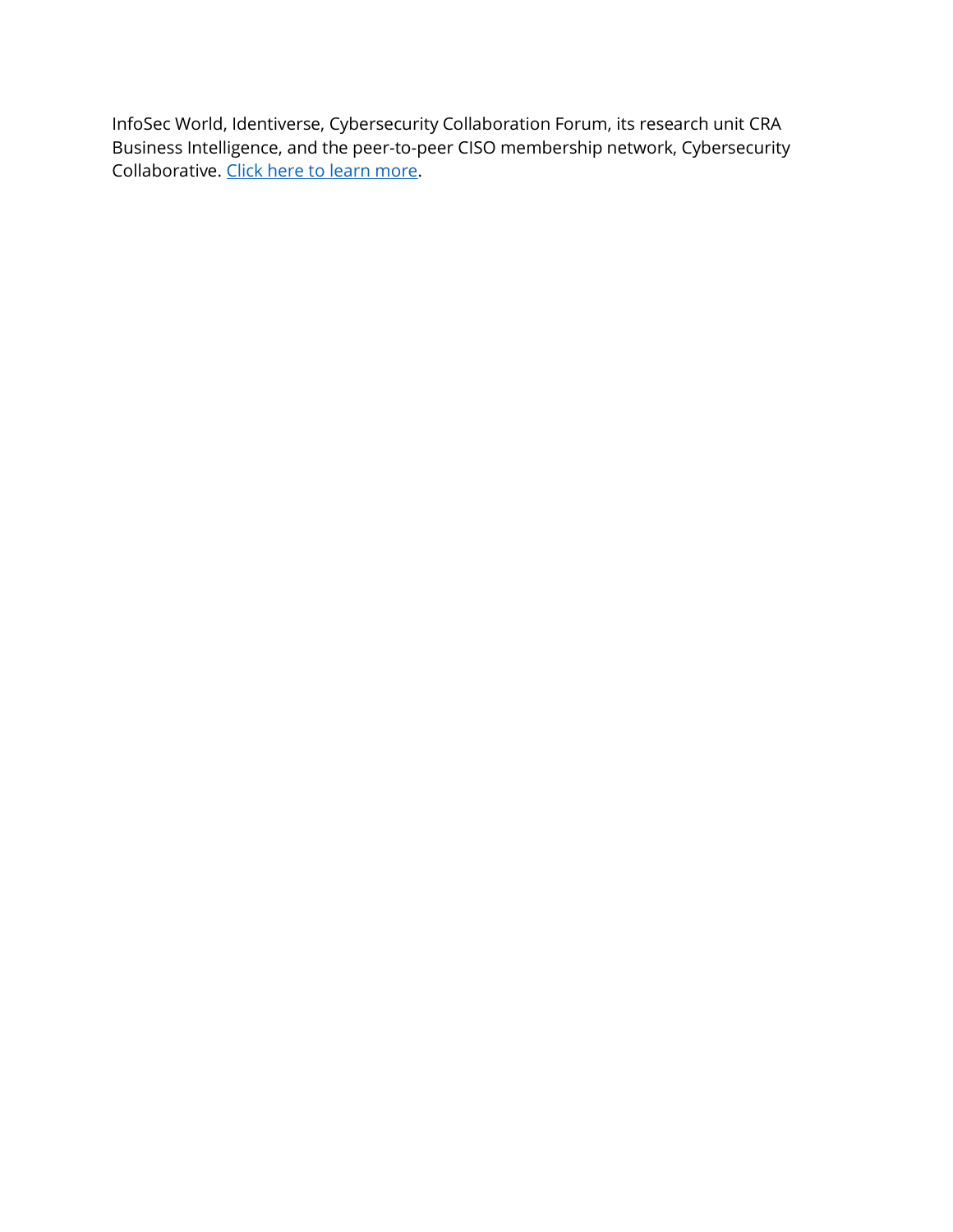InfoSec World, Identiverse, Cybersecurity Collaboration Forum, its research unit CRA Business Intelligence, and the peer-to-peer CISO membership network, Cybersecurity Collaborative. Click here to learn more.